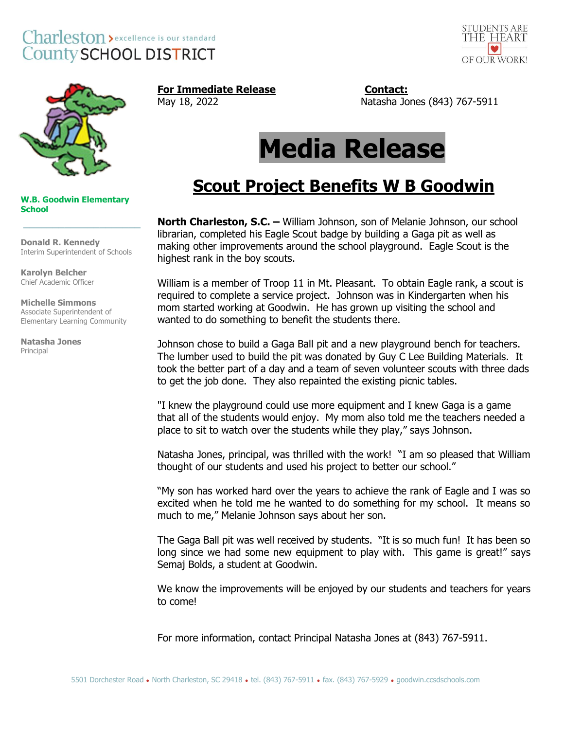Charleston County SCHOOL DISTRICT — excellence is our standard

STUDENTS ARE THE HEART OF OUR WORK!

**W.B. Goodwin Elementary School**

**Donald R. Kennedy**
Interim Superintendent of Schools

**Karolyn Belcher**
Chief Academic Officer

**Michelle Simmons**
Associate Superintendent of Elementary Learning Community

**Natasha Jones**
Principal

**For Immediate Release**
May 18, 2022

**Contact:**
Natasha Jones (843) 767-5911

# Media Release

## Scout Project Benefits W B Goodwin

**North Charleston, S.C. –** William Johnson, son of Melanie Johnson, our school librarian, completed his Eagle Scout badge by building a Gaga pit as well as making other improvements around the school playground. Eagle Scout is the highest rank in the boy scouts.

William is a member of Troop 11 in Mt. Pleasant. To obtain Eagle rank, a scout is required to complete a service project. Johnson was in Kindergarten when his mom started working at Goodwin. He has grown up visiting the school and wanted to do something to benefit the students there.

Johnson chose to build a Gaga Ball pit and a new playground bench for teachers. The lumber used to build the pit was donated by Guy C Lee Building Materials. It took the better part of a day and a team of seven volunteer scouts with three dads to get the job done. They also repainted the existing picnic tables.

"I knew the playground could use more equipment and I knew Gaga is a game that all of the students would enjoy. My mom also told me the teachers needed a place to sit to watch over the students while they play," says Johnson.

Natasha Jones, principal, was thrilled with the work! "I am so pleased that William thought of our students and used his project to better our school."

"My son has worked hard over the years to achieve the rank of Eagle and I was so excited when he told me he wanted to do something for my school. It means so much to me," Melanie Johnson says about her son.

The Gaga Ball pit was well received by students. "It is so much fun! It has been so long since we had some new equipment to play with. This game is great!" says Semaj Bolds, a student at Goodwin.

We know the improvements will be enjoyed by our students and teachers for years to come!

For more information, contact Principal Natasha Jones at (843) 767-5911.

5501 Dorchester Road • North Charleston, SC 29418 • tel. (843) 767-5911 • fax. (843) 767-5929 • goodwin.ccsdschools.com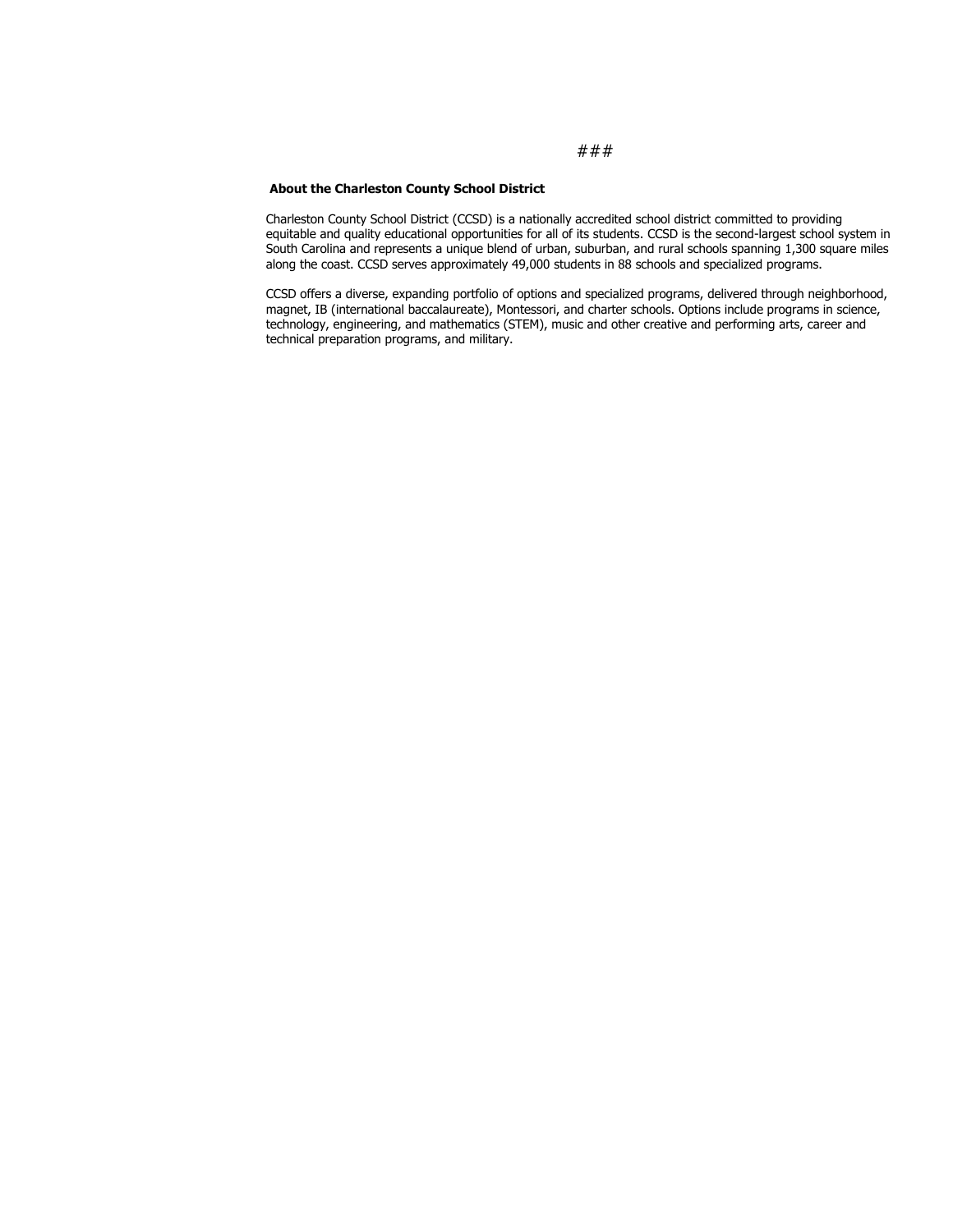###

**About the Charleston County School District**

Charleston County School District (CCSD) is a nationally accredited school district committed to providing equitable and quality educational opportunities for all of its students. CCSD is the second-largest school system in South Carolina and represents a unique blend of urban, suburban, and rural schools spanning 1,300 square miles along the coast. CCSD serves approximately 49,000 students in 88 schools and specialized programs.

CCSD offers a diverse, expanding portfolio of options and specialized programs, delivered through neighborhood, magnet, IB (international baccalaureate), Montessori, and charter schools. Options include programs in science, technology, engineering, and mathematics (STEM), music and other creative and performing arts, career and technical preparation programs, and military.